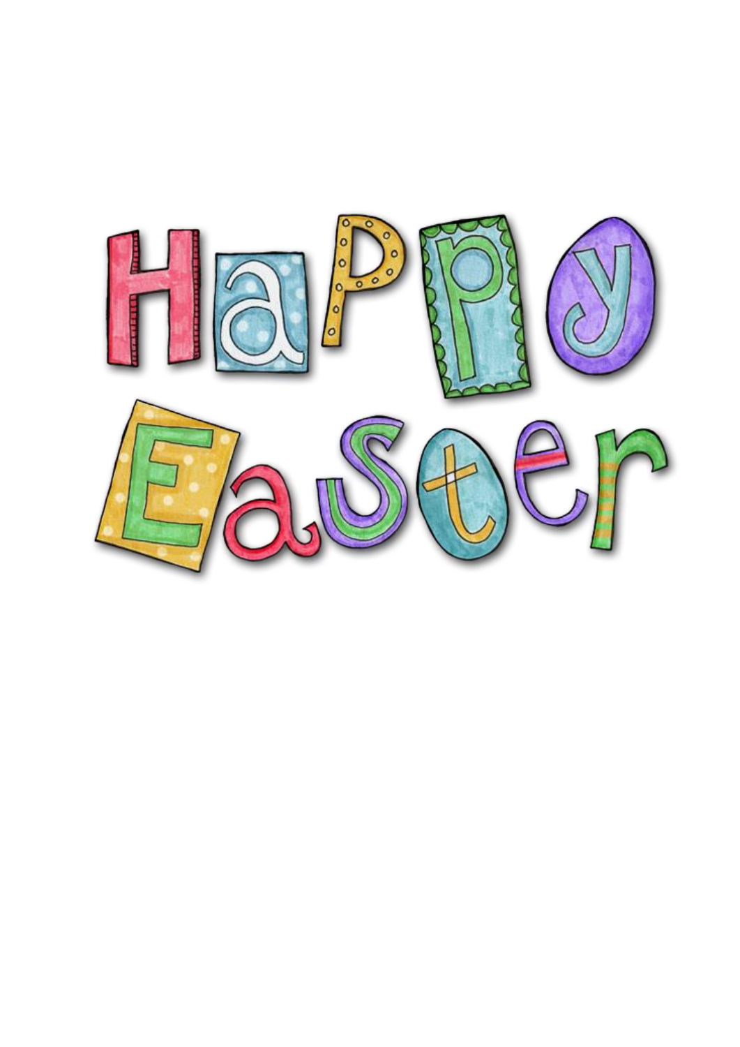# Happy Easter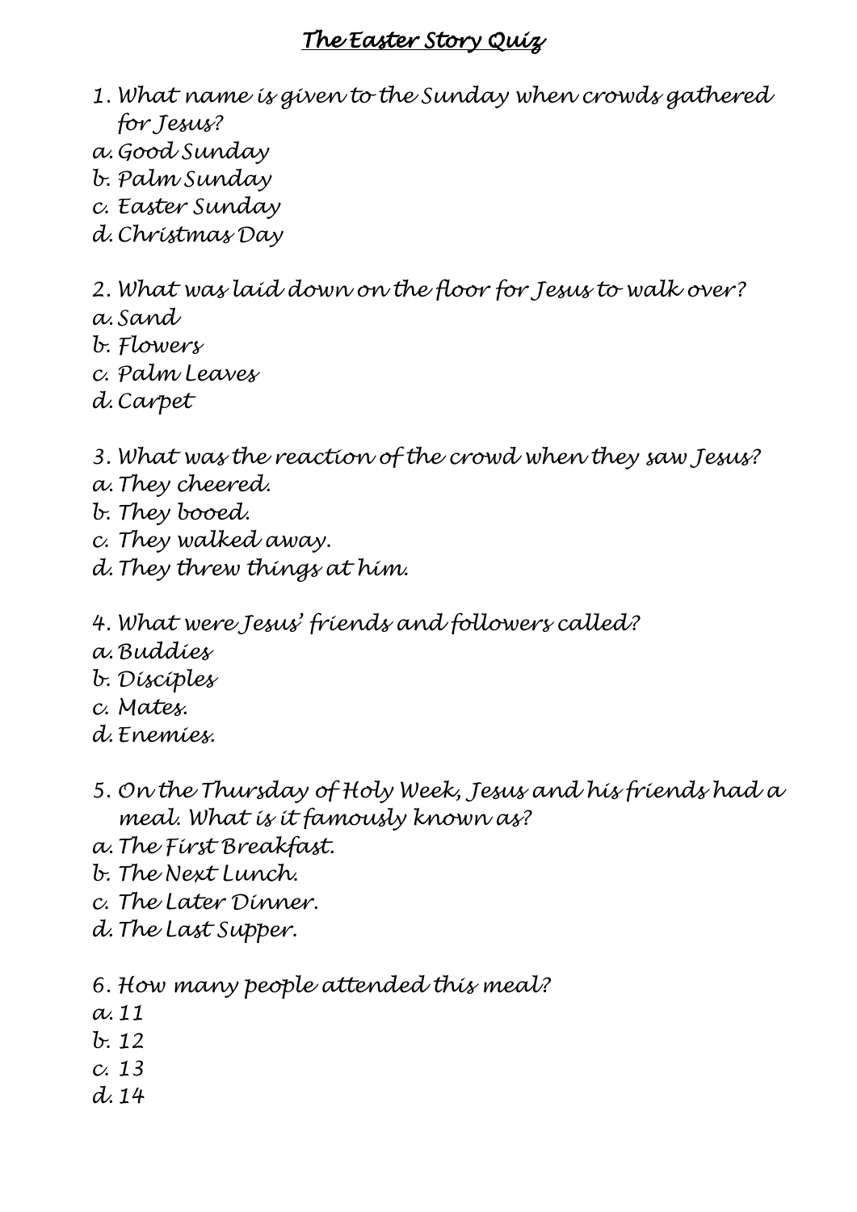# *The Easter Story Quiz*

1. *What name is given to the Sunday when crowds gathered for Jesus?*
   a. *Good Sunday*
   b. *Palm Sunday*
   c. *Easter Sunday*
   d. *Christmas Day*

2. *What was laid down on the floor for Jesus to walk over?*
   a. *Sand*
   b. *Flowers*
   c. *Palm Leaves*
   d. *Carpet*

3. *What was the reaction of the crowd when they saw Jesus?*
   a. *They cheered.*
   b. *They booed.*
   c. *They walked away.*
   d. *They threw things at him.*

4. *What were Jesus' friends and followers called?*
   a. *Buddies*
   b. *Disciples*
   c. *Mates.*
   d. *Enemies.*

5. *On the Thursday of Holy Week, Jesus and his friends had a meal. What is it famously known as?*
   a. *The First Breakfast.*
   b. *The Next Lunch.*
   c. *The Later Dinner.*
   d. *The Last Supper.*

6. *How many people attended this meal?*
   a. *11*
   b. *12*
   c. *13*
   d. *14*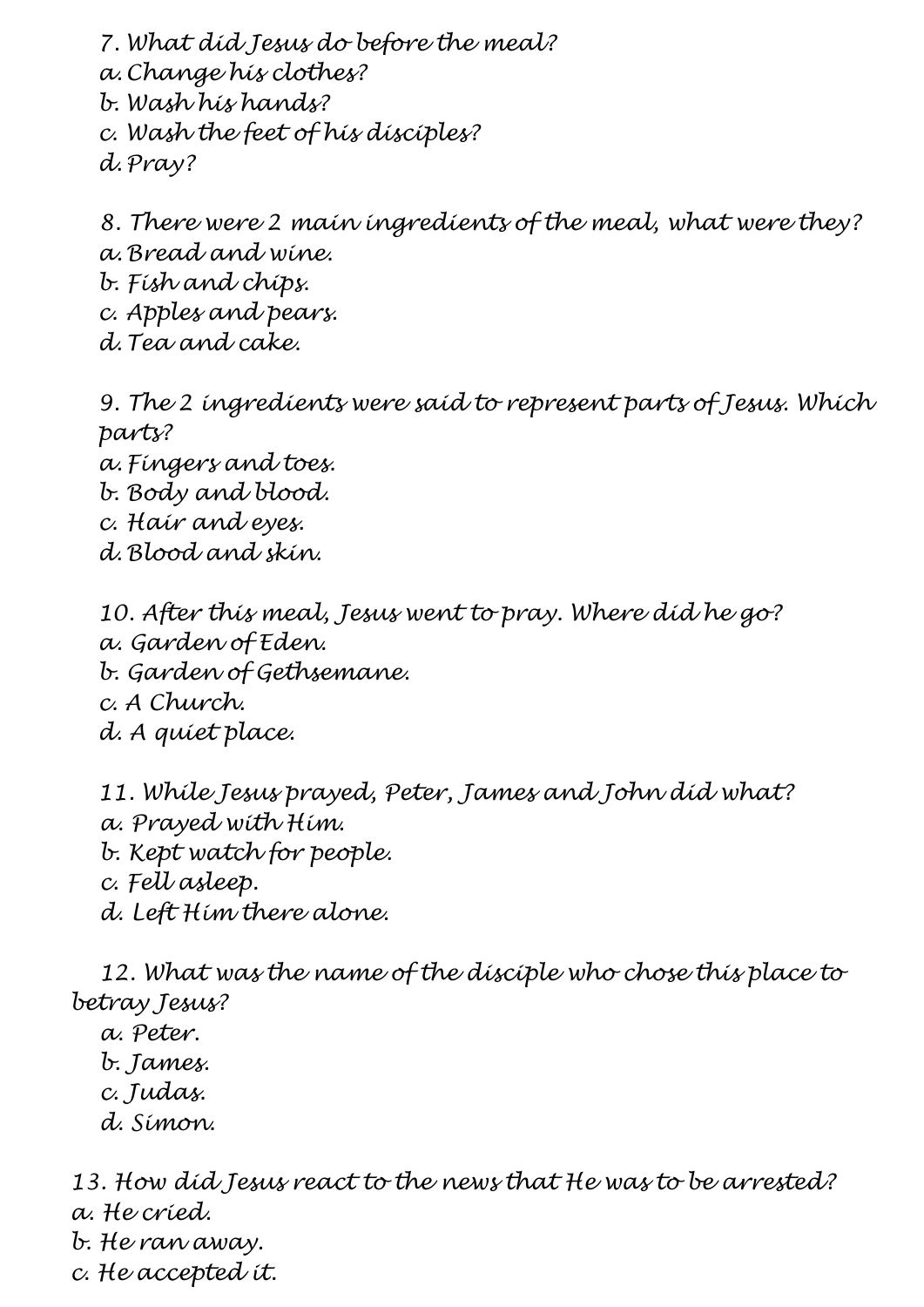7. What did Jesus do before the meal?
a. Change his clothes?
b. Wash his hands?
c. Wash the feet of his disciples?
d. Pray?

8. There were 2 main ingredients of the meal, what were they?
a. Bread and wine.
b. Fish and chips.
c. Apples and pears.
d. Tea and cake.

9. The 2 ingredients were said to represent parts of Jesus. Which parts?
a. Fingers and toes.
b. Body and blood.
c. Hair and eyes.
d. Blood and skin.

10. After this meal, Jesus went to pray. Where did he go?
a. Garden of Eden.
b. Garden of Gethsemane.
c. A Church.
d. A quiet place.

11. While Jesus prayed, Peter, James and John did what?
a. Prayed with Him.
b. Kept watch for people.
c. Fell asleep.
d. Left Him there alone.

12. What was the name of the disciple who chose this place to betray Jesus?
a. Peter.
b. James.
c. Judas.
d. Simon.

13. How did Jesus react to the news that He was to be arrested?
a. He cried.
b. He ran away.
c. He accepted it.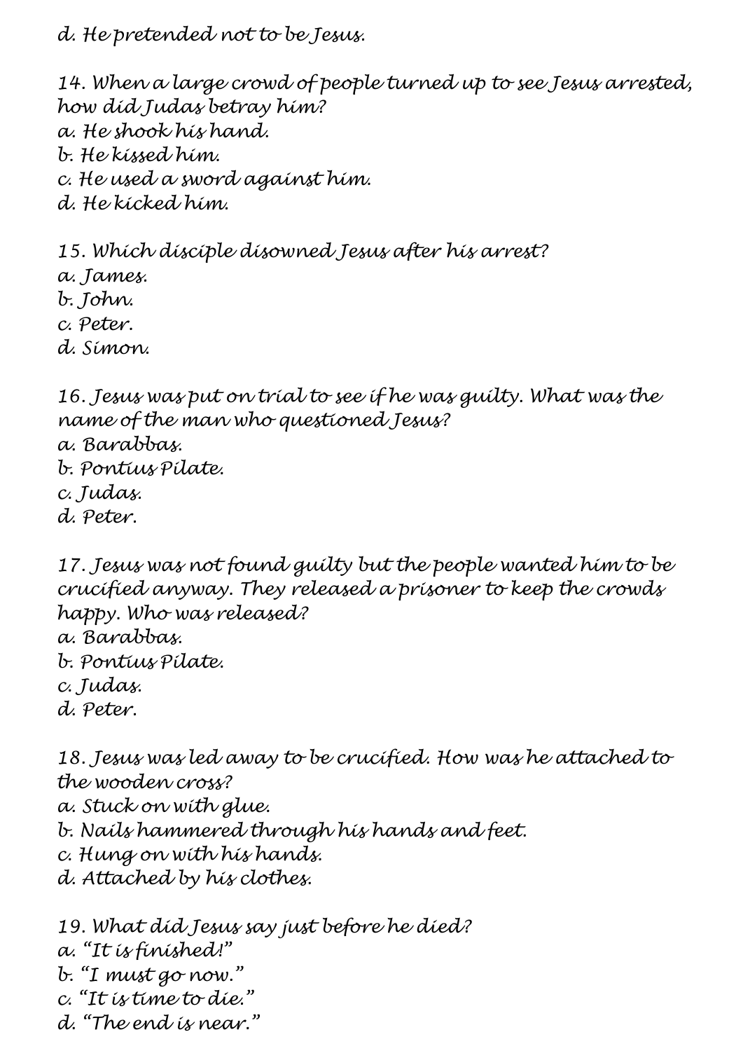d. He pretended not to be Jesus.

14. When a large crowd of people turned up to see Jesus arrested, how did Judas betray him?
a. He shook his hand.
b. He kissed him.
c. He used a sword against him.
d. He kicked him.

15. Which disciple disowned Jesus after his arrest?
a. James.
b. John.
c. Peter.
d. Simon.

16. Jesus was put on trial to see if he was guilty. What was the name of the man who questioned Jesus?
a. Barabbas.
b. Pontius Pilate.
c. Judas.
d. Peter.

17. Jesus was not found guilty but the people wanted him to be crucified anyway. They released a prisoner to keep the crowds happy. Who was released?
a. Barabbas.
b. Pontius Pilate.
c. Judas.
d. Peter.

18. Jesus was led away to be crucified. How was he attached to the wooden cross?
a. Stuck on with glue.
b. Nails hammered through his hands and feet.
c. Hung on with his hands.
d. Attached by his clothes.

19. What did Jesus say just before he died?
a. "It is finished!"
b. "I must go now."
c. "It is time to die."
d. "The end is near."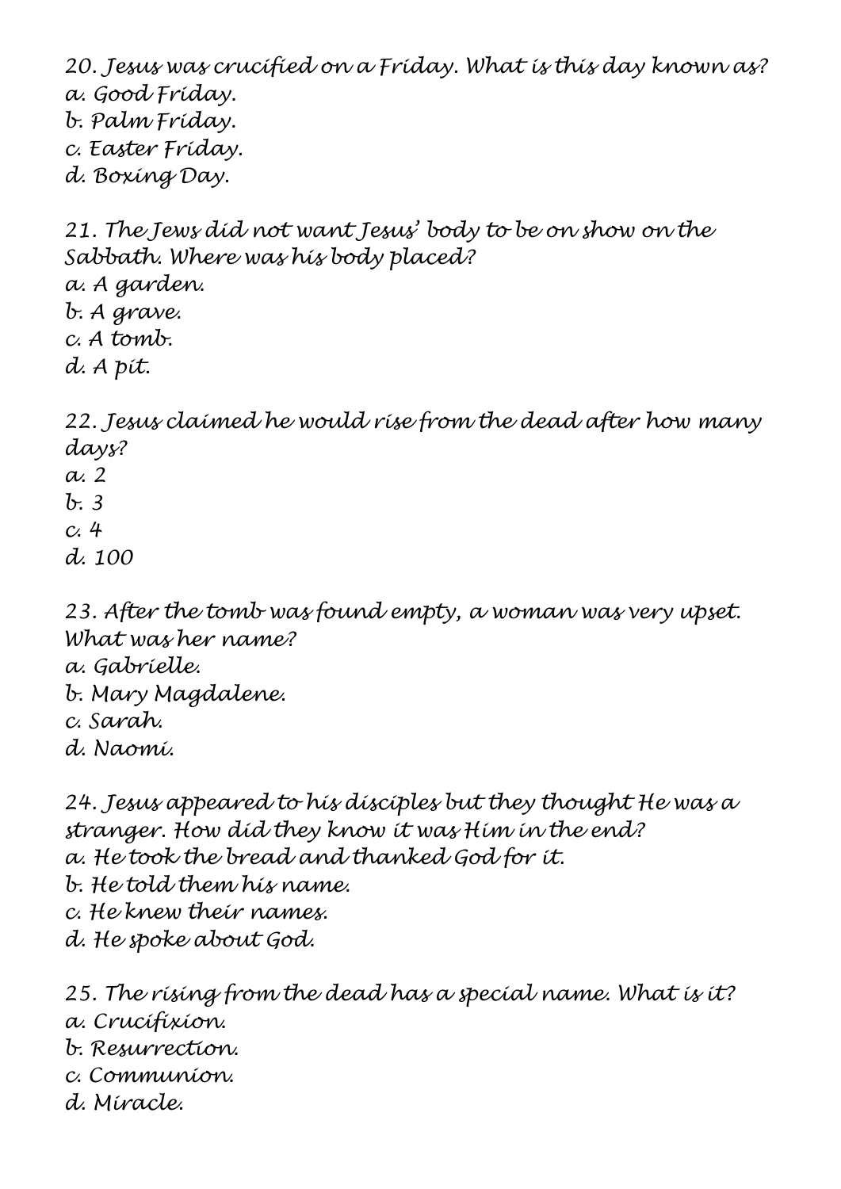20. Jesus was crucified on a Friday. What is this day known as?
a. Good Friday.
b. Palm Friday.
c. Easter Friday.
d. Boxing Day.

21. The Jews did not want Jesus' body to be on show on the Sabbath. Where was his body placed?
a. A garden.
b. A grave.
c. A tomb.
d. A pit.

22. Jesus claimed he would rise from the dead after how many days?
a. 2
b. 3
c. 4
d. 100

23. After the tomb was found empty, a woman was very upset. What was her name?
a. Gabrielle.
b. Mary Magdalene.
c. Sarah.
d. Naomi.

24. Jesus appeared to his disciples but they thought He was a stranger. How did they know it was Him in the end?
a. He took the bread and thanked God for it.
b. He told them his name.
c. He knew their names.
d. He spoke about God.

25. The rising from the dead has a special name. What is it?
a. Crucifixion.
b. Resurrection.
c. Communion.
d. Miracle.